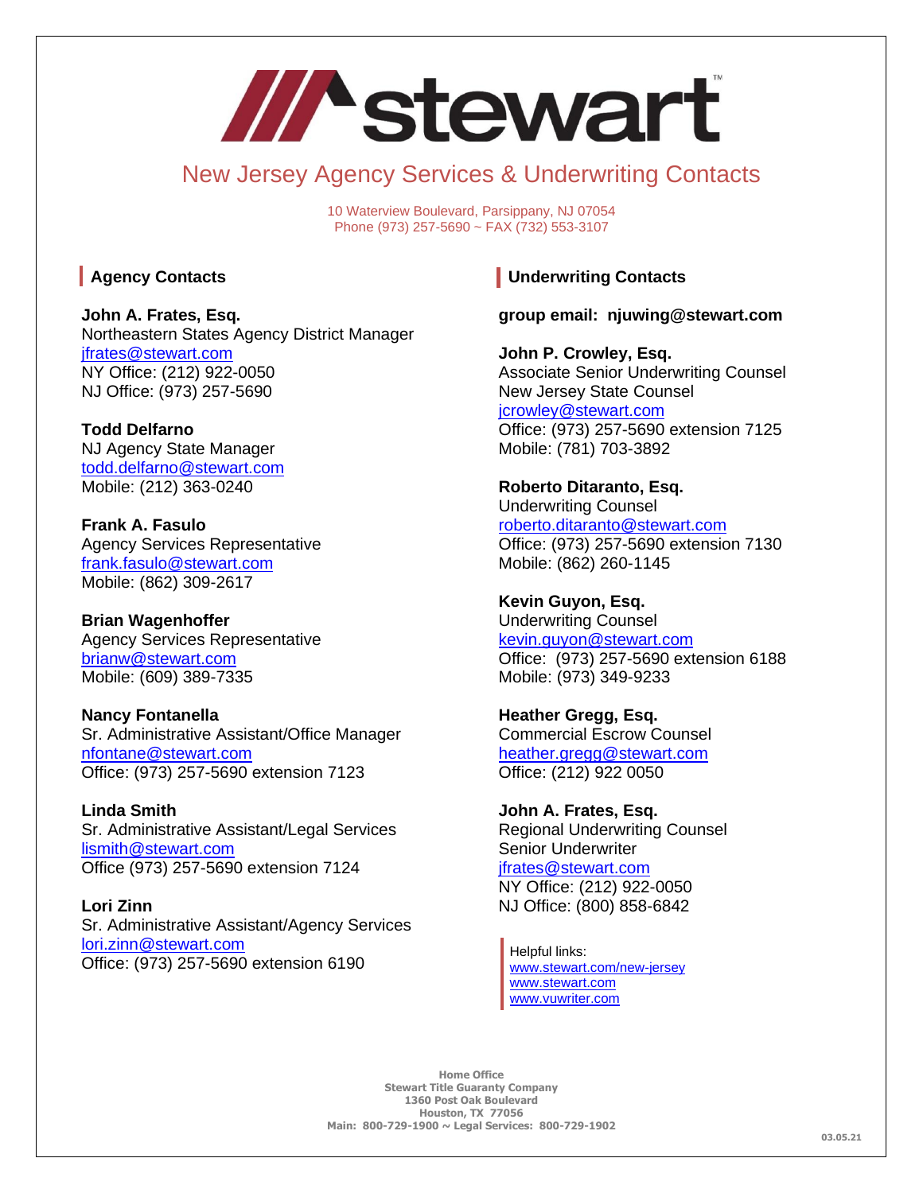# stewart

## New Jersey Agency Services & Underwriting Contacts

10 Waterview Boulevard, Parsippany, NJ 07054
Phone (973) 257-5690 ~ FAX (732) 553-3107

### Agency Contacts

**John A. Frates, Esq.**
Northeastern States Agency District Manager
jfrates@stewart.com
NY Office: (212) 922-0050
NJ Office: (973) 257-5690

**Todd Delfarno**
NJ Agency State Manager
todd.delfarno@stewart.com
Mobile: (212) 363-0240

**Frank A. Fasulo**
Agency Services Representative
frank.fasulo@stewart.com
Mobile: (862) 309-2617

**Brian Wagenhoffer**
Agency Services Representative
brianw@stewart.com
Mobile: (609) 389-7335

**Nancy Fontanella**
Sr. Administrative Assistant/Office Manager
nfontane@stewart.com
Office: (973) 257-5690 extension 7123

**Linda Smith**
Sr. Administrative Assistant/Legal Services
lismith@stewart.com
Office (973) 257-5690 extension 7124

**Lori Zinn**
Sr. Administrative Assistant/Agency Services
lori.zinn@stewart.com
Office: (973) 257-5690 extension 6190

### Underwriting Contacts

**group email: njuwing@stewart.com**

**John P. Crowley, Esq.**
Associate Senior Underwriting Counsel
New Jersey State Counsel
jcrowley@stewart.com
Office: (973) 257-5690 extension 7125
Mobile: (781) 703-3892

**Roberto Ditaranto, Esq.**
Underwriting Counsel
roberto.ditaranto@stewart.com
Office: (973) 257-5690 extension 7130
Mobile: (862) 260-1145

**Kevin Guyon, Esq.**
Underwriting Counsel
kevin.guyon@stewart.com
Office: (973) 257-5690 extension 6188
Mobile: (973) 349-9233

**Heather Gregg, Esq.**
Commercial Escrow Counsel
heather.gregg@stewart.com
Office: (212) 922 0050

**John A. Frates, Esq.**
Regional Underwriting Counsel
Senior Underwriter
jfrates@stewart.com
NY Office: (212) 922-0050
NJ Office: (800) 858-6842

Helpful links:
www.stewart.com/new-jersey
www.stewart.com
www.vuwriter.com

**Home Office**
**Stewart Title Guaranty Company**
**1360 Post Oak Boulevard**
**Houston, TX 77056**
**Main: 800-729-1900 ~ Legal Services: 800-729-1902**

03.05.21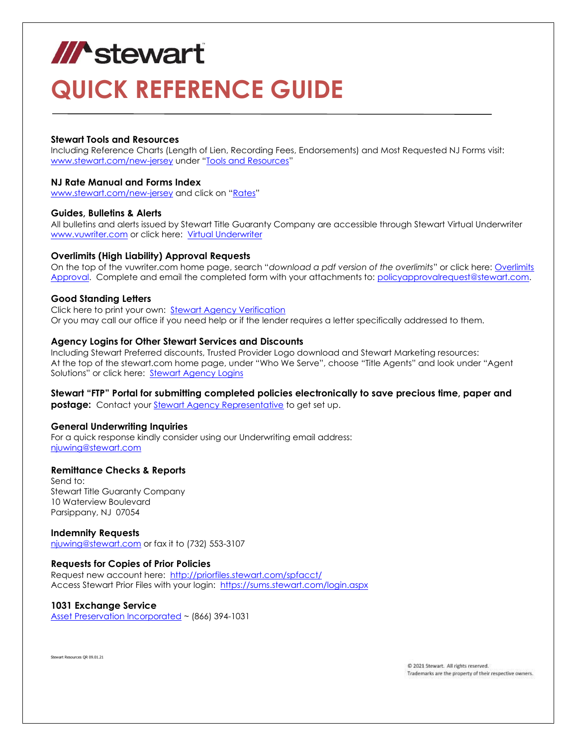# QUICK REFERENCE GUIDE

**Stewart Tools and Resources**
Including Reference Charts (Length of Lien, Recording Fees, Endorsements) and Most Requested NJ Forms visit: www.stewart.com/new-jersey under "Tools and Resources"

**NJ Rate Manual and Forms Index**
www.stewart.com/new-jersey and click on "Rates"

**Guides, Bulletins & Alerts**
All bulletins and alerts issued by Stewart Title Guaranty Company are accessible through Stewart Virtual Underwriter www.vuwriter.com or click here: Virtual Underwriter

**Overlimits (High Liability) Approval Requests**
On the top of the vuwriter.com home page, search "*download a pdf version of the overlimits*" or click here: Overlimits Approval. Complete and email the completed form with your attachments to: policyapprovalrequest@stewart.com.

**Good Standing Letters**
Click here to print your own: Stewart Agency Verification
Or you may call our office if you need help or if the lender requires a letter specifically addressed to them.

**Agency Logins for Other Stewart Services and Discounts**
Including Stewart Preferred discounts, Trusted Provider Logo download and Stewart Marketing resources:
At the top of the stewart.com home page, under "Who We Serve", choose "Title Agents" and look under "Agent Solutions" or click here: Stewart Agency Logins

**Stewart "FTP" Portal for submitting completed policies electronically to save precious time, paper and postage:** Contact your Stewart Agency Representative to get set up.

**General Underwriting Inquiries**
For a quick response kindly consider using our Underwriting email address:
njuwing@stewart.com

**Remittance Checks & Reports**
Send to:
Stewart Title Guaranty Company
10 Waterview Boulevard
Parsippany, NJ 07054

**Indemnity Requests**
njuwing@stewart.com or fax it to (732) 553-3107

**Requests for Copies of Prior Policies**
Request new account here: http://priorfiles.stewart.com/spfacct/
Access Stewart Prior Files with your login: https://sums.stewart.com/login.aspx

**1031 Exchange Service**
Asset Preservation Incorporated ~ (866) 394-1031

Stewart Resources QR 09.01.21

© 2021 Stewart. All rights reserved.
Trademarks are the property of their respective owners.